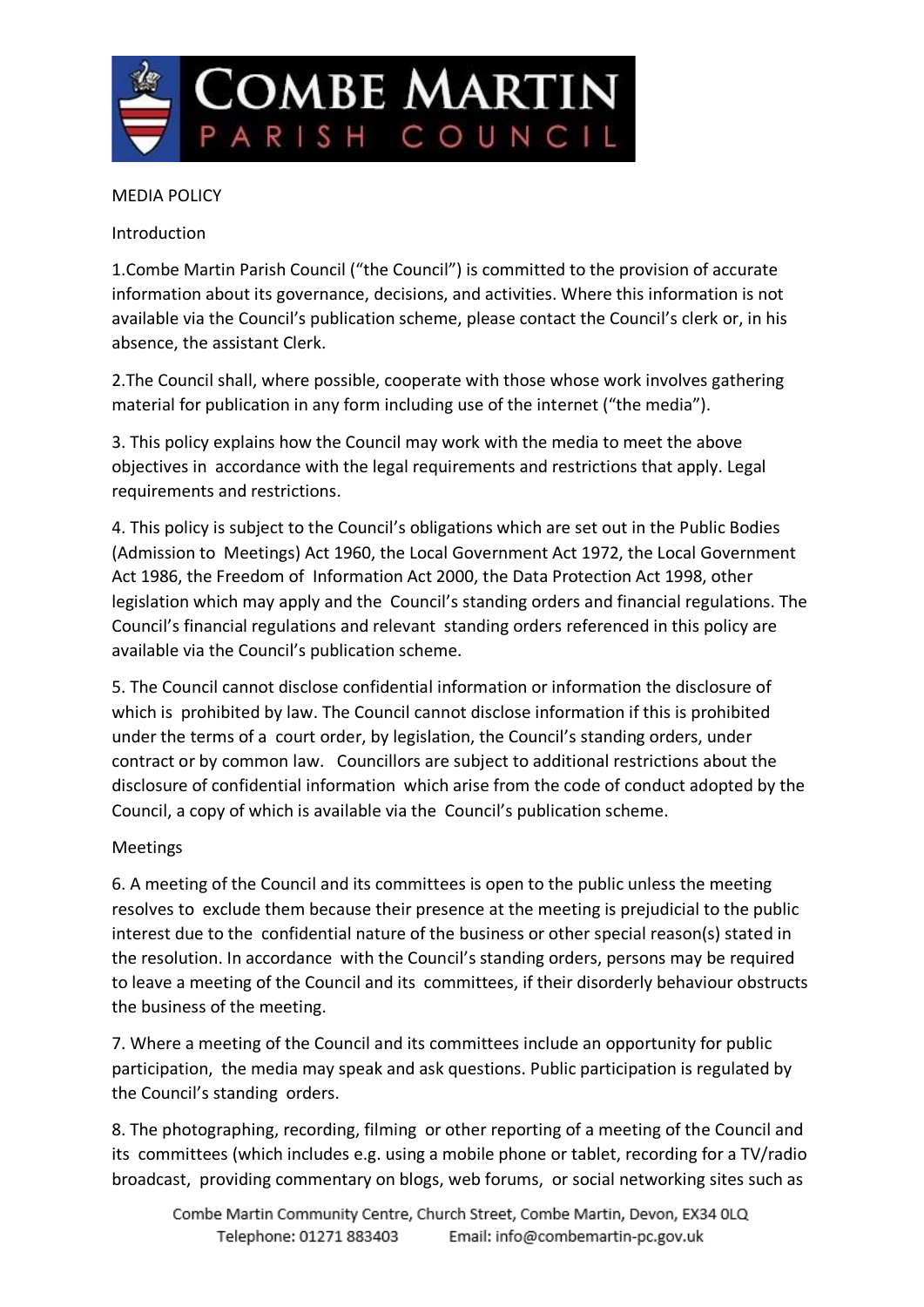MEDIA POLICY

Introduction

1.Combe Martin Parish Council ("the Council") is committed to the provision of accurate information about its governance, decisions, and activities. Where this information is not available via the Council's publication scheme, please contact the Council's clerk or, in his absence, the assistant Clerk.

2.The Council shall, where possible, cooperate with those whose work involves gathering material for publication in any form including use of the internet ("the media").

3. This policy explains how the Council may work with the media to meet the above objectives in accordance with the legal requirements and restrictions that apply. Legal requirements and restrictions.

4. This policy is subject to the Council's obligations which are set out in the Public Bodies (Admission to Meetings) Act 1960, the Local Government Act 1972, the Local Government Act 1986, the Freedom of Information Act 2000, the Data Protection Act 1998, other legislation which may apply and the Council's standing orders and financial regulations. The Council's financial regulations and relevant standing orders referenced in this policy are available via the Council's publication scheme.

5. The Council cannot disclose confidential information or information the disclosure of which is prohibited by law. The Council cannot disclose information if this is prohibited under the terms of a court order, by legislation, the Council's standing orders, under contract or by common law. Councillors are subject to additional restrictions about the disclosure of confidential information which arise from the code of conduct adopted by the Council, a copy of which is available via the Council's publication scheme.

Meetings

6. A meeting of the Council and its committees is open to the public unless the meeting resolves to exclude them because their presence at the meeting is prejudicial to the public interest due to the confidential nature of the business or other special reason(s) stated in the resolution. In accordance with the Council's standing orders, persons may be required to leave a meeting of the Council and its committees, if their disorderly behaviour obstructs the business of the meeting.

7. Where a meeting of the Council and its committees include an opportunity for public participation, the media may speak and ask questions. Public participation is regulated by the Council's standing orders.

8. The photographing, recording, filming or other reporting of a meeting of the Council and its committees (which includes e.g. using a mobile phone or tablet, recording for a TV/radio broadcast, providing commentary on blogs, web forums, or social networking sites such as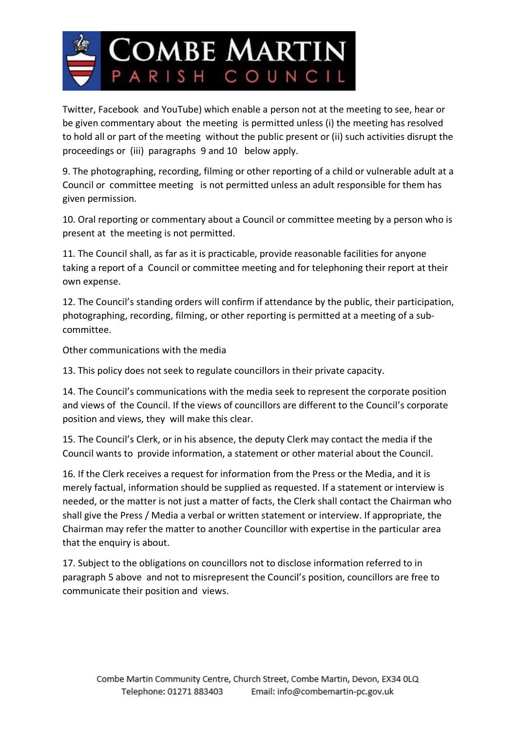Twitter, Facebook and YouTube) which enable a person not at the meeting to see, hear or be given commentary about the meeting is permitted unless (i) the meeting has resolved to hold all or part of the meeting without the public present or (ii) such activities disrupt the proceedings or (iii) paragraphs 9 and 10 below apply.

9. The photographing, recording, filming or other reporting of a child or vulnerable adult at a Council or committee meeting is not permitted unless an adult responsible for them has given permission.

10. Oral reporting or commentary about a Council or committee meeting by a person who is present at the meeting is not permitted.

11. The Council shall, as far as it is practicable, provide reasonable facilities for anyone taking a report of a Council or committee meeting and for telephoning their report at their own expense.

12. The Council's standing orders will confirm if attendance by the public, their participation, photographing, recording, filming, or other reporting is permitted at a meeting of a sub-committee.

Other communications with the media

13. This policy does not seek to regulate councillors in their private capacity.

14. The Council's communications with the media seek to represent the corporate position and views of the Council. If the views of councillors are different to the Council's corporate position and views, they will make this clear.

15. The Council's Clerk, or in his absence, the deputy Clerk may contact the media if the Council wants to provide information, a statement or other material about the Council.

16. If the Clerk receives a request for information from the Press or the Media, and it is merely factual, information should be supplied as requested. If a statement or interview is needed, or the matter is not just a matter of facts, the Clerk shall contact the Chairman who shall give the Press / Media a verbal or written statement or interview. If appropriate, the Chairman may refer the matter to another Councillor with expertise in the particular area that the enquiry is about.

17. Subject to the obligations on councillors not to disclose information referred to in paragraph 5 above and not to misrepresent the Council's position, councillors are free to communicate their position and views.